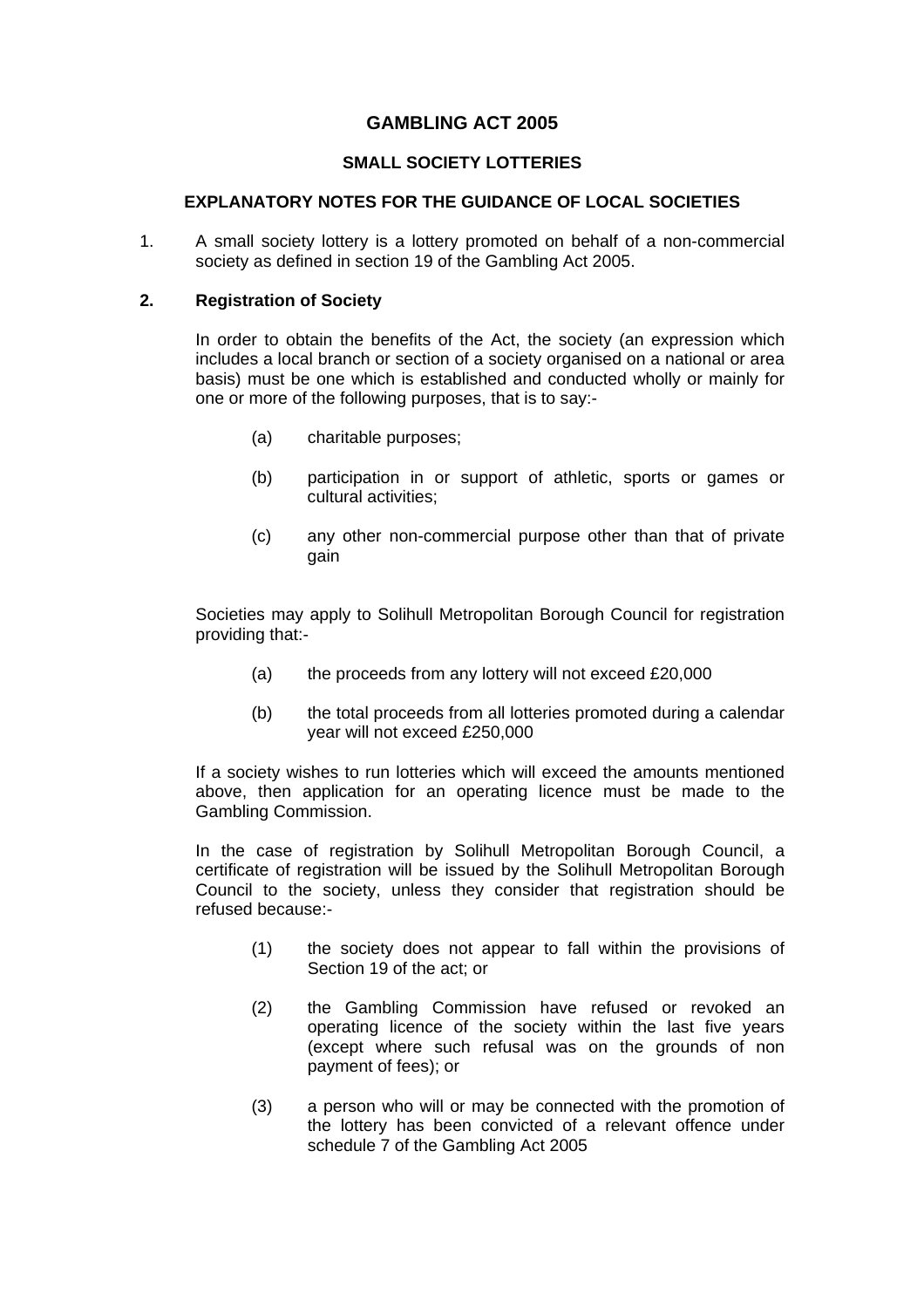# GAMBLING ACT 2005

## SMALL SOCIETY LOTTERIES

### EXPLANATORY NOTES FOR THE GUIDANCE OF LOCAL SOCIETIES

1. A small society lottery is a lottery promoted on behalf of a non-commercial society as defined in section 19 of the Gambling Act 2005.

**2. Registration of Society**

In order to obtain the benefits of the Act, the society (an expression which includes a local branch or section of a society organised on a national or area basis) must be one which is established and conducted wholly or mainly for one or more of the following purposes, that is to say:-

(a) charitable purposes;

(b) participation in or support of athletic, sports or games or cultural activities;

(c) any other non-commercial purpose other than that of private gain

Societies may apply to Solihull Metropolitan Borough Council for registration providing that:-

(a) the proceeds from any lottery will not exceed £20,000

(b) the total proceeds from all lotteries promoted during a calendar year will not exceed £250,000

If a society wishes to run lotteries which will exceed the amounts mentioned above, then application for an operating licence must be made to the Gambling Commission.

In the case of registration by Solihull Metropolitan Borough Council, a certificate of registration will be issued by the Solihull Metropolitan Borough Council to the society, unless they consider that registration should be refused because:-

(1) the society does not appear to fall within the provisions of Section 19 of the act; or

(2) the Gambling Commission have refused or revoked an operating licence of the society within the last five years (except where such refusal was on the grounds of non payment of fees); or

(3) a person who will or may be connected with the promotion of the lottery has been convicted of a relevant offence under schedule 7 of the Gambling Act 2005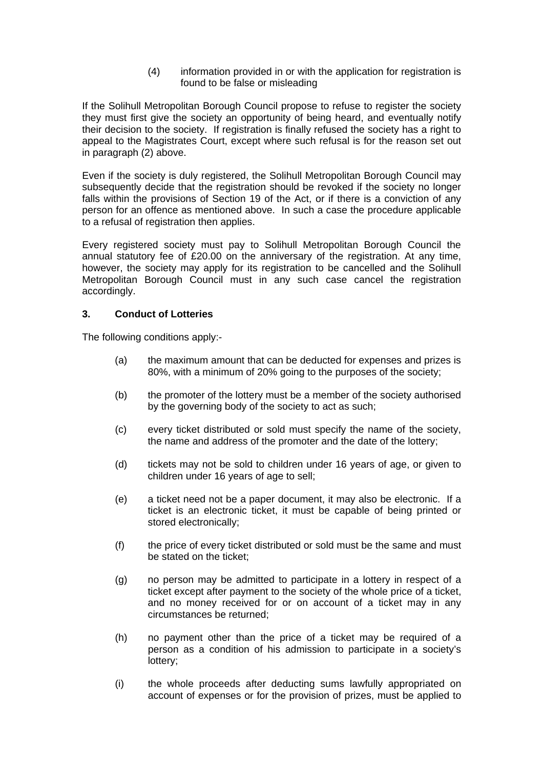(4) information provided in or with the application for registration is found to be false or misleading

If the Solihull Metropolitan Borough Council propose to refuse to register the society they must first give the society an opportunity of being heard, and eventually notify their decision to the society. If registration is finally refused the society has a right to appeal to the Magistrates Court, except where such refusal is for the reason set out in paragraph (2) above.

Even if the society is duly registered, the Solihull Metropolitan Borough Council may subsequently decide that the registration should be revoked if the society no longer falls within the provisions of Section 19 of the Act, or if there is a conviction of any person for an offence as mentioned above. In such a case the procedure applicable to a refusal of registration then applies.

Every registered society must pay to Solihull Metropolitan Borough Council the annual statutory fee of £20.00 on the anniversary of the registration. At any time, however, the society may apply for its registration to be cancelled and the Solihull Metropolitan Borough Council must in any such case cancel the registration accordingly.

**3. Conduct of Lotteries**

The following conditions apply:-

(a) the maximum amount that can be deducted for expenses and prizes is 80%, with a minimum of 20% going to the purposes of the society;

(b) the promoter of the lottery must be a member of the society authorised by the governing body of the society to act as such;

(c) every ticket distributed or sold must specify the name of the society, the name and address of the promoter and the date of the lottery;

(d) tickets may not be sold to children under 16 years of age, or given to children under 16 years of age to sell;

(e) a ticket need not be a paper document, it may also be electronic. If a ticket is an electronic ticket, it must be capable of being printed or stored electronically;

(f) the price of every ticket distributed or sold must be the same and must be stated on the ticket;

(g) no person may be admitted to participate in a lottery in respect of a ticket except after payment to the society of the whole price of a ticket, and no money received for or on account of a ticket may in any circumstances be returned;

(h) no payment other than the price of a ticket may be required of a person as a condition of his admission to participate in a society's lottery;

(i) the whole proceeds after deducting sums lawfully appropriated on account of expenses or for the provision of prizes, must be applied to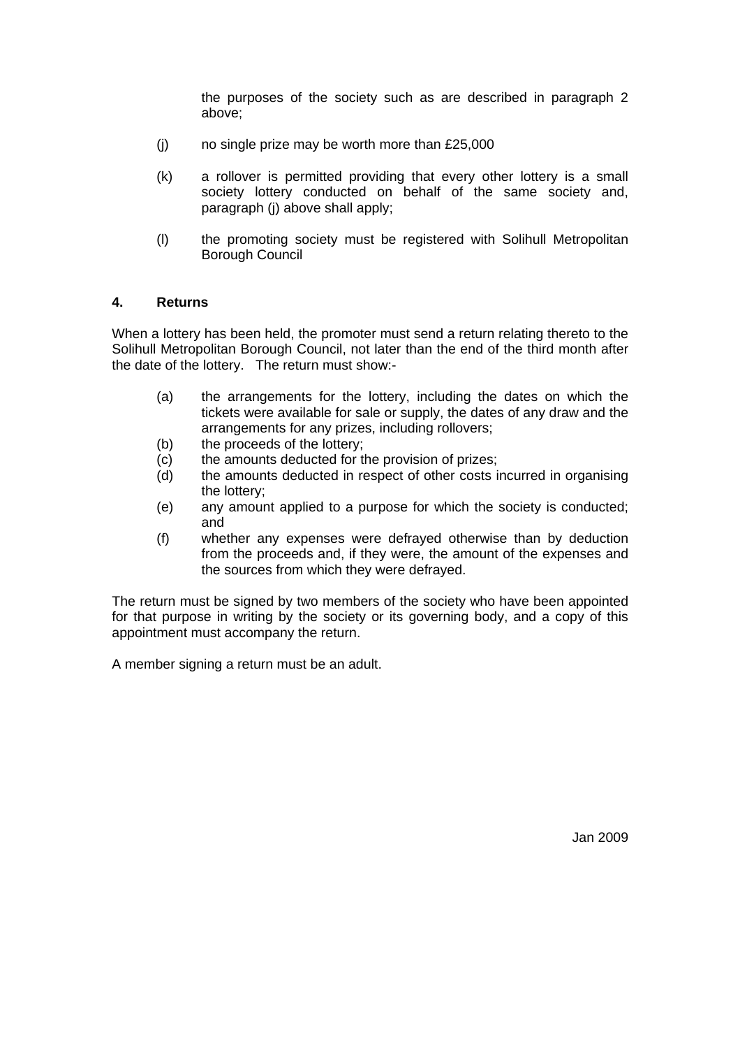the purposes of the society such as are described in paragraph 2 above;

(j) no single prize may be worth more than £25,000

(k) a rollover is permitted providing that every other lottery is a small society lottery conducted on behalf of the same society and, paragraph (j) above shall apply;

(l) the promoting society must be registered with Solihull Metropolitan Borough Council

## 4. Returns

When a lottery has been held, the promoter must send a return relating thereto to the Solihull Metropolitan Borough Council, not later than the end of the third month after the date of the lottery. The return must show:-

(a) the arrangements for the lottery, including the dates on which the tickets were available for sale or supply, the dates of any draw and the arrangements for any prizes, including rollovers;
(b) the proceeds of the lottery;
(c) the amounts deducted for the provision of prizes;
(d) the amounts deducted in respect of other costs incurred in organising the lottery;
(e) any amount applied to a purpose for which the society is conducted; and
(f) whether any expenses were defrayed otherwise than by deduction from the proceeds and, if they were, the amount of the expenses and the sources from which they were defrayed.

The return must be signed by two members of the society who have been appointed for that purpose in writing by the society or its governing body, and a copy of this appointment must accompany the return.

A member signing a return must be an adult.

Jan 2009